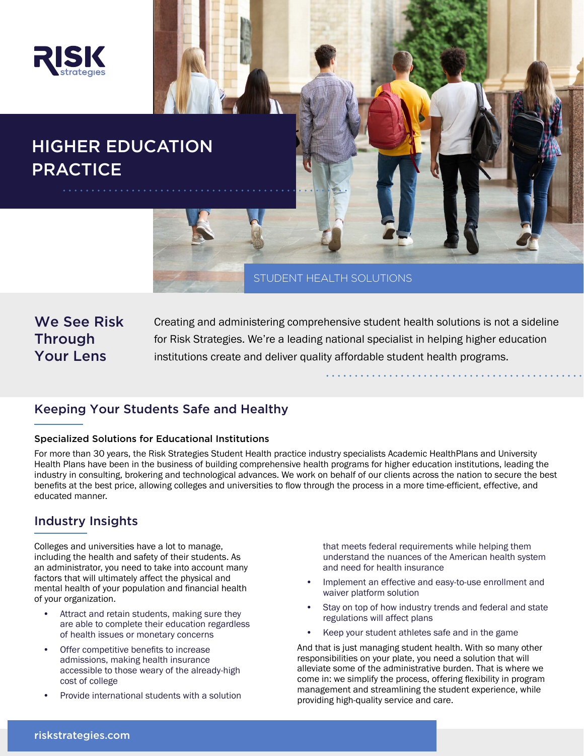RISK strategies

# HIGHER EDUCATION PRACTICE

STUDENT HEALTH SOLUTIONS

## We See Risk Through Your Lens

Creating and administering comprehensive student health solutions is not a sideline for Risk Strategies. We're a leading national specialist in helping higher education institutions create and deliver quality affordable student health programs.

## Keeping Your Students Safe and Healthy

### Specialized Solutions for Educational Institutions

For more than 30 years, the Risk Strategies Student Health practice industry specialists Academic HealthPlans and University Health Plans have been in the business of building comprehensive health programs for higher education institutions, leading the industry in consulting, brokering and technological advances. We work on behalf of our clients across the nation to secure the best benefits at the best price, allowing colleges and universities to flow through the process in a more time-efficient, effective, and educated manner.

## Industry Insights

Colleges and universities have a lot to manage, including the health and safety of their students. As an administrator, you need to take into account many factors that will ultimately affect the physical and mental health of your population and financial health of your organization.

- Attract and retain students, making sure they are able to complete their education regardless of health issues or monetary concerns
- Offer competitive benefits to increase admissions, making health insurance accessible to those weary of the already-high cost of college
- Provide international students with a solution that meets federal requirements while helping them understand the nuances of the American health system and need for health insurance
- Implement an effective and easy-to-use enrollment and waiver platform solution
- Stay on top of how industry trends and federal and state regulations will affect plans
- Keep your student athletes safe and in the game

And that is just managing student health. With so many other responsibilities on your plate, you need a solution that will alleviate some of the administrative burden. That is where we come in: we simplify the process, offering flexibility in program management and streamlining the student experience, while providing high-quality service and care.

riskstrategies.com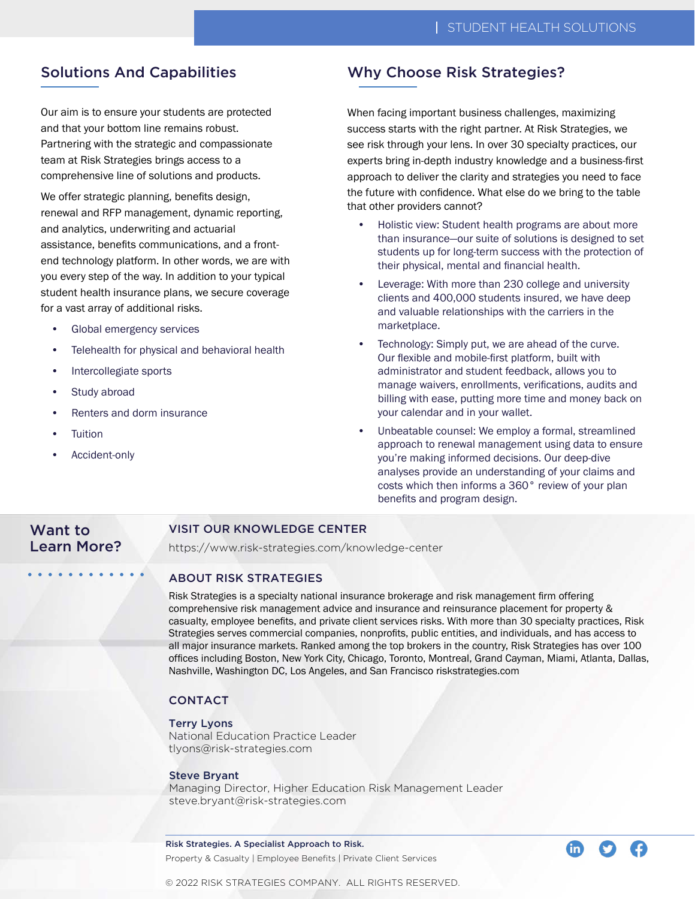## Solutions And Capabilities

Our aim is to ensure your students are protected and that your bottom line remains robust. Partnering with the strategic and compassionate team at Risk Strategies brings access to a comprehensive line of solutions and products.

We offer strategic planning, benefits design, renewal and RFP management, dynamic reporting, and analytics, underwriting and actuarial assistance, benefits communications, and a front-end technology platform. In other words, we are with you every step of the way. In addition to your typical student health insurance plans, we secure coverage for a vast array of additional risks.

- Global emergency services
- Telehealth for physical and behavioral health
- Intercollegiate sports
- Study abroad
- Renters and dorm insurance
- Tuition
- Accident-only

## Why Choose Risk Strategies?

When facing important business challenges, maximizing success starts with the right partner. At Risk Strategies, we see risk through your lens. In over 30 specialty practices, our experts bring in-depth industry knowledge and a business-first approach to deliver the clarity and strategies you need to face the future with confidence. What else do we bring to the table that other providers cannot?

- Holistic view: Student health programs are about more than insurance—our suite of solutions is designed to set students up for long-term success with the protection of their physical, mental and financial health.
- Leverage: With more than 230 college and university clients and 400,000 students insured, we have deep and valuable relationships with the carriers in the marketplace.
- Technology: Simply put, we are ahead of the curve. Our flexible and mobile-first platform, built with administrator and student feedback, allows you to manage waivers, enrollments, verifications, audits and billing with ease, putting more time and money back on your calendar and in your wallet.
- Unbeatable counsel: We employ a formal, streamlined approach to renewal management using data to ensure you're making informed decisions. Our deep-dive analyses provide an understanding of your claims and costs which then informs a 360° review of your plan benefits and program design.

## Want to Learn More?

### VISIT OUR KNOWLEDGE CENTER

https://www.risk-strategies.com/knowledge-center

### ABOUT RISK STRATEGIES

Risk Strategies is a specialty national insurance brokerage and risk management firm offering comprehensive risk management advice and insurance and reinsurance placement for property & casualty, employee benefits, and private client services risks. With more than 30 specialty practices, Risk Strategies serves commercial companies, nonprofits, public entities, and individuals, and has access to all major insurance markets. Ranked among the top brokers in the country, Risk Strategies has over 100 offices including Boston, New York City, Chicago, Toronto, Montreal, Grand Cayman, Miami, Atlanta, Dallas, Nashville, Washington DC, Los Angeles, and San Francisco riskstrategies.com

### CONTACT

**Terry Lyons**
National Education Practice Leader
tlyons@risk-strategies.com

**Steve Bryant**
Managing Director, Higher Education Risk Management Leader
steve.bryant@risk-strategies.com

**Risk Strategies. A Specialist Approach to Risk.**
Property & Casualty | Employee Benefits | Private Client Services

© 2022 RISK STRATEGIES COMPANY. ALL RIGHTS RESERVED.